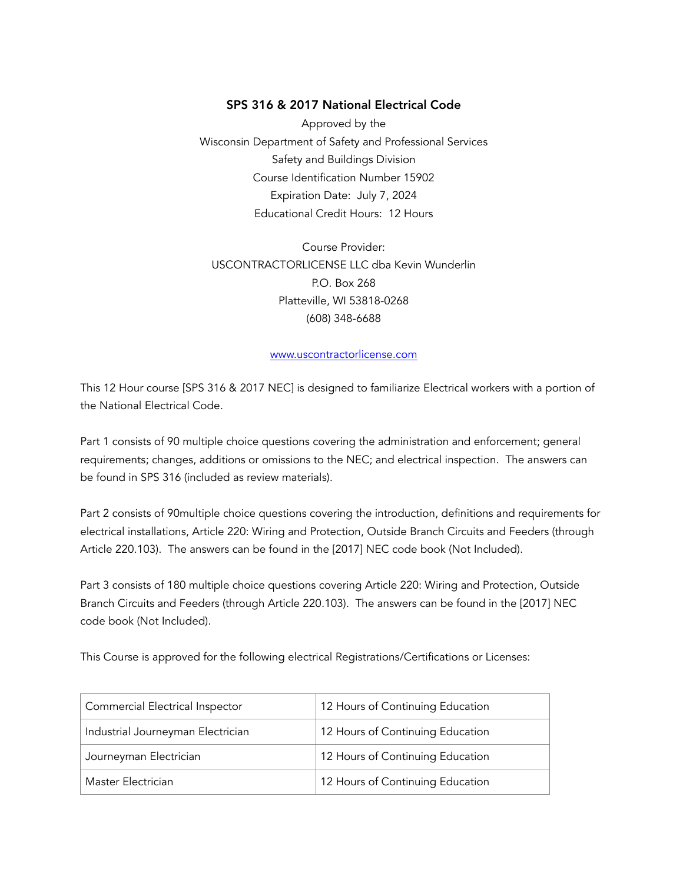# SPS 316 & 2017 National Electrical Code

Approved by the
Wisconsin Department of Safety and Professional Services
Safety and Buildings Division
Course Identification Number 15902
Expiration Date: July 7, 2024
Educational Credit Hours: 12 Hours

Course Provider:
USCONTRACTORLICENSE LLC dba Kevin Wunderlin
P.O. Box 268
Platteville, WI 53818-0268
(608) 348-6688

[www.uscontractorlicense.com](http://www.uscontractorlicense.com)

This 12 Hour course [SPS 316 & 2017 NEC] is designed to familiarize Electrical workers with a portion of the National Electrical Code.

Part 1 consists of 90 multiple choice questions covering the administration and enforcement; general requirements; changes, additions or omissions to the NEC; and electrical inspection. The answers can be found in SPS 316 (included as review materials).

Part 2 consists of 90multiple choice questions covering the introduction, definitions and requirements for electrical installations, Article 220: Wiring and Protection, Outside Branch Circuits and Feeders (through Article 220.103). The answers can be found in the [2017] NEC code book (Not Included).

Part 3 consists of 180 multiple choice questions covering Article 220: Wiring and Protection, Outside Branch Circuits and Feeders (through Article 220.103). The answers can be found in the [2017] NEC code book (Not Included).

This Course is approved for the following electrical Registrations/Certifications or Licenses:

| | |
|---|---|
| Commercial Electrical Inspector | 12 Hours of Continuing Education |
| Industrial Journeyman Electrician | 12 Hours of Continuing Education |
| Journeyman Electrician | 12 Hours of Continuing Education |
| Master Electrician | 12 Hours of Continuing Education |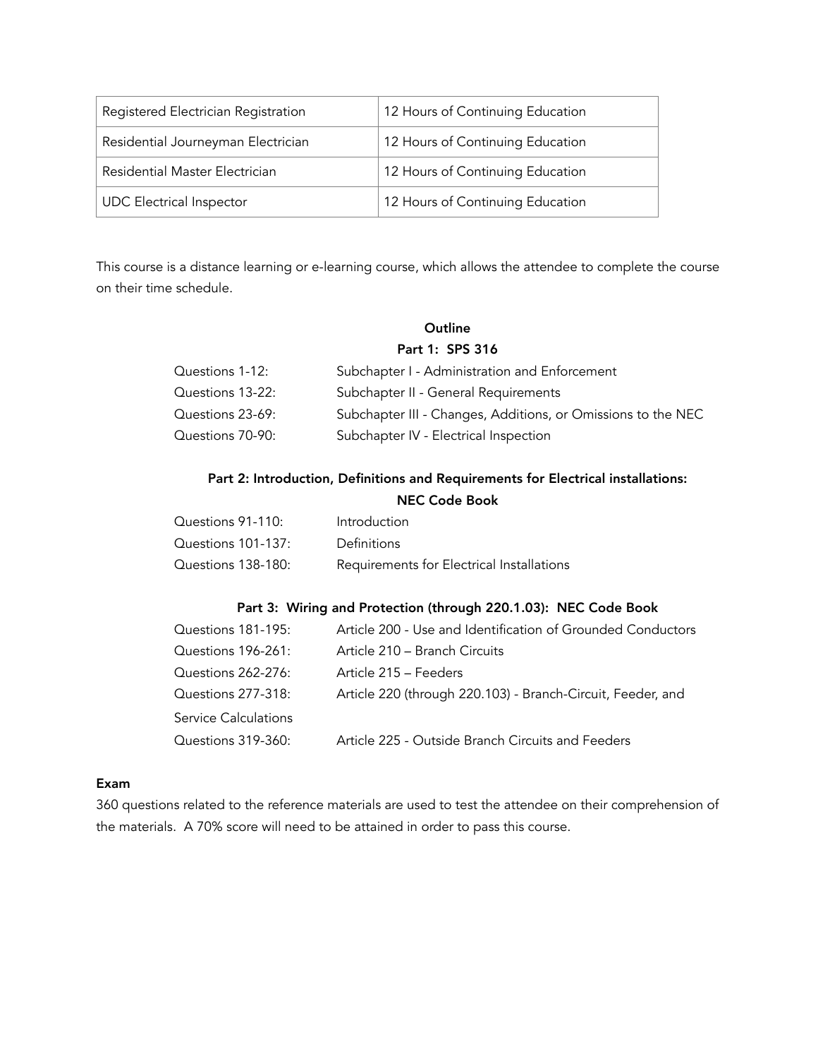| | |
|---|---|
| Registered Electrician Registration | 12 Hours of Continuing Education |
| Residential Journeyman Electrician | 12 Hours of Continuing Education |
| Residential Master Electrician | 12 Hours of Continuing Education |
| UDC Electrical Inspector | 12 Hours of Continuing Education |

This course is a distance learning or e-learning course, which allows the attendee to complete the course on their time schedule.

**Outline**

**Part 1: SPS 316**

| | |
|---|---|
| Questions 1-12: | Subchapter I - Administration and Enforcement |
| Questions 13-22: | Subchapter II - General Requirements |
| Questions 23-69: | Subchapter III - Changes, Additions, or Omissions to the NEC |
| Questions 70-90: | Subchapter IV - Electrical Inspection |

**Part 2: Introduction, Definitions and Requirements for Electrical installations: NEC Code Book**

| | |
|---|---|
| Questions 91-110: | Introduction |
| Questions 101-137: | Definitions |
| Questions 138-180: | Requirements for Electrical Installations |

**Part 3: Wiring and Protection (through 220.1.03): NEC Code Book**

| | |
|---|---|
| Questions 181-195: | Article 200 - Use and Identification of Grounded Conductors |
| Questions 196-261: | Article 210 – Branch Circuits |
| Questions 262-276: | Article 215 – Feeders |
| Questions 277-318: | Article 220 (through 220.103) - Branch-Circuit, Feeder, and Service Calculations |
| Questions 319-360: | Article 225 - Outside Branch Circuits and Feeders |

**Exam**

360 questions related to the reference materials are used to test the attendee on their comprehension of the materials. A 70% score will need to be attained in order to pass this course.